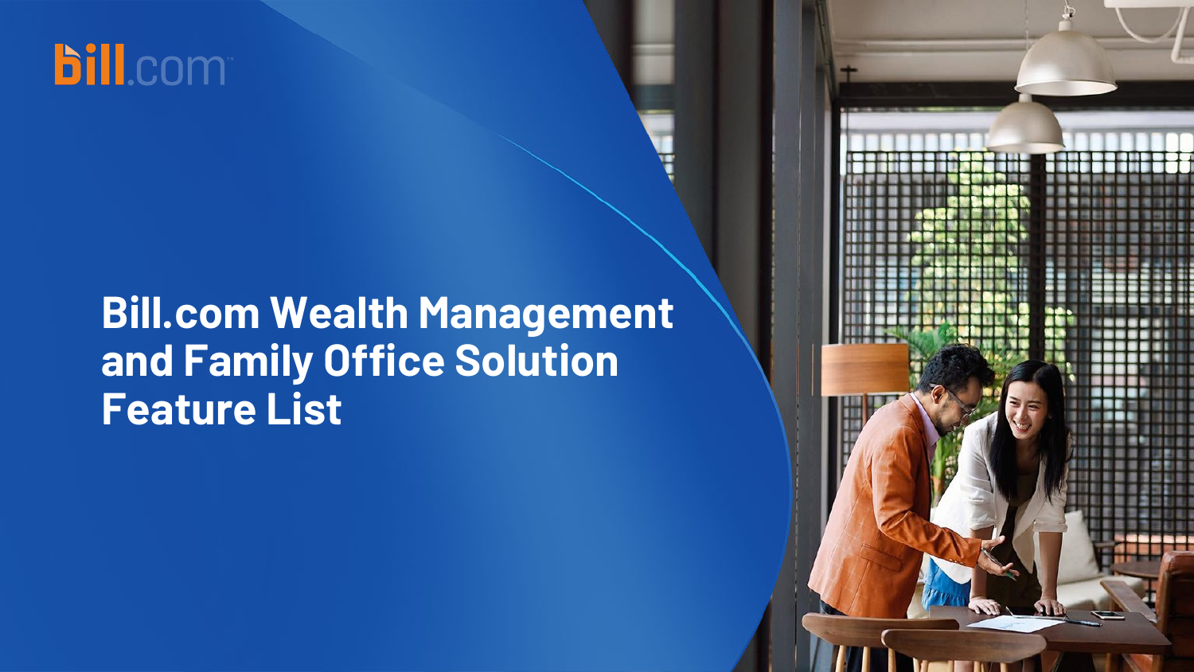bill.com

# Bill.com Wealth Management and Family Office Solution Feature List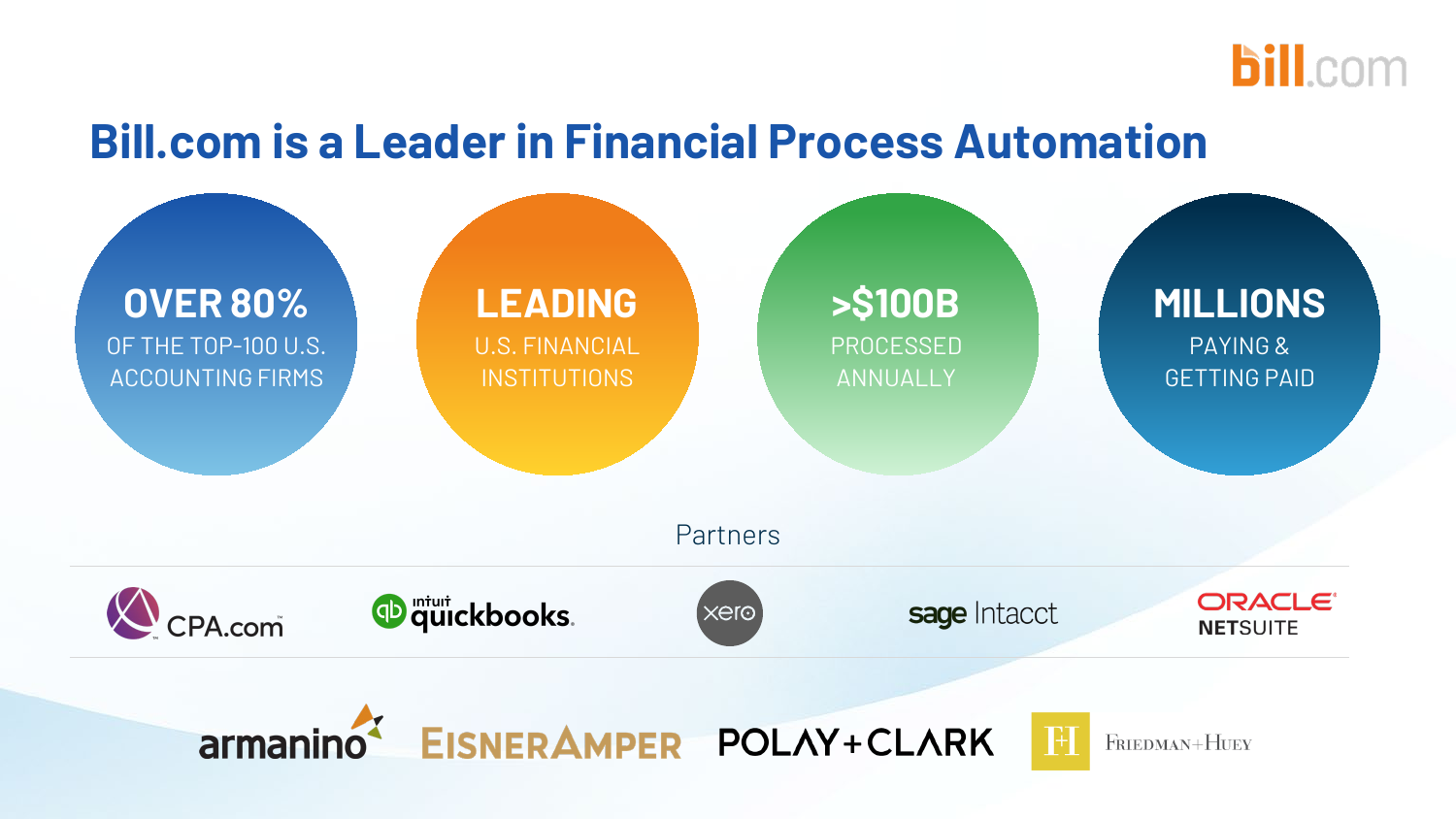# Bill.com is a Leader in Financial Process Automation

**OVER 80%**
OF THE TOP-100 U.S. ACCOUNTING FIRMS

**LEADING**
U.S. FINANCIAL INSTITUTIONS

**>$100B**
PROCESSED ANNUALLY

**MILLIONS**
PAYING & GETTING PAID

Partners

CPA.com | intuit quickbooks | xero | sage Intacct | ORACLE NETSUITE

armanino | EISNERAMPER | POLAY+CLARK | FRIEDMAN+HUEY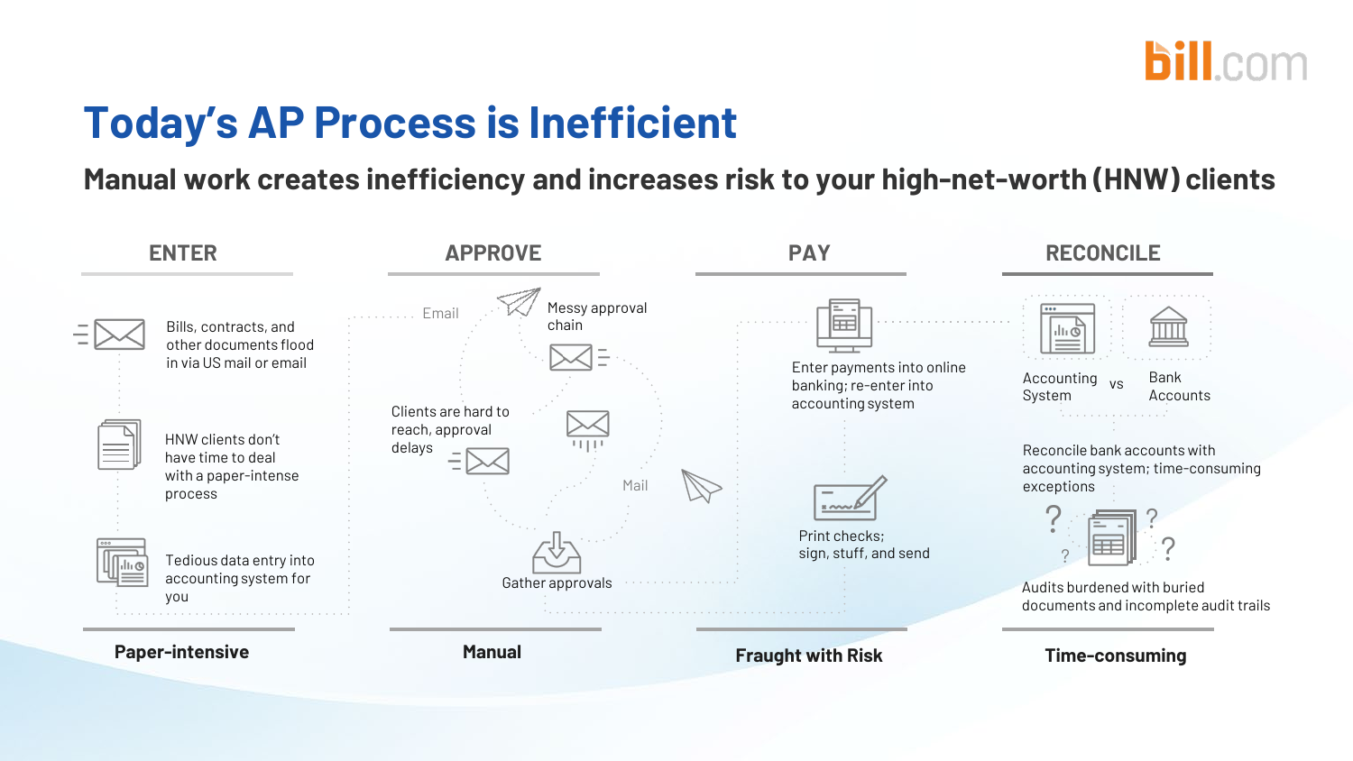# Today's AP Process is Inefficient

## Manual work creates inefficiency and increases risk to your high-net-worth (HNW) clients

### ENTER

- Bills, contracts, and other documents flood in via US mail or email
- HNW clients don't have time to deal with a paper-intense process
- Tedious data entry into accounting system for you

**Paper-intensive**

### APPROVE

- Email
- Messy approval chain
- Clients are hard to reach, approval delays
- Mail
- Gather approvals

**Manual**

### PAY

- Enter payments into online banking; re-enter into accounting system
- Print checks; sign, stuff, and send

**Fraught with Risk**

### RECONCILE

- Accounting System vs Bank Accounts
- Reconcile bank accounts with accounting system; time-consuming exceptions
- Audits burdened with buried documents and incomplete audit trails

**Time-consuming**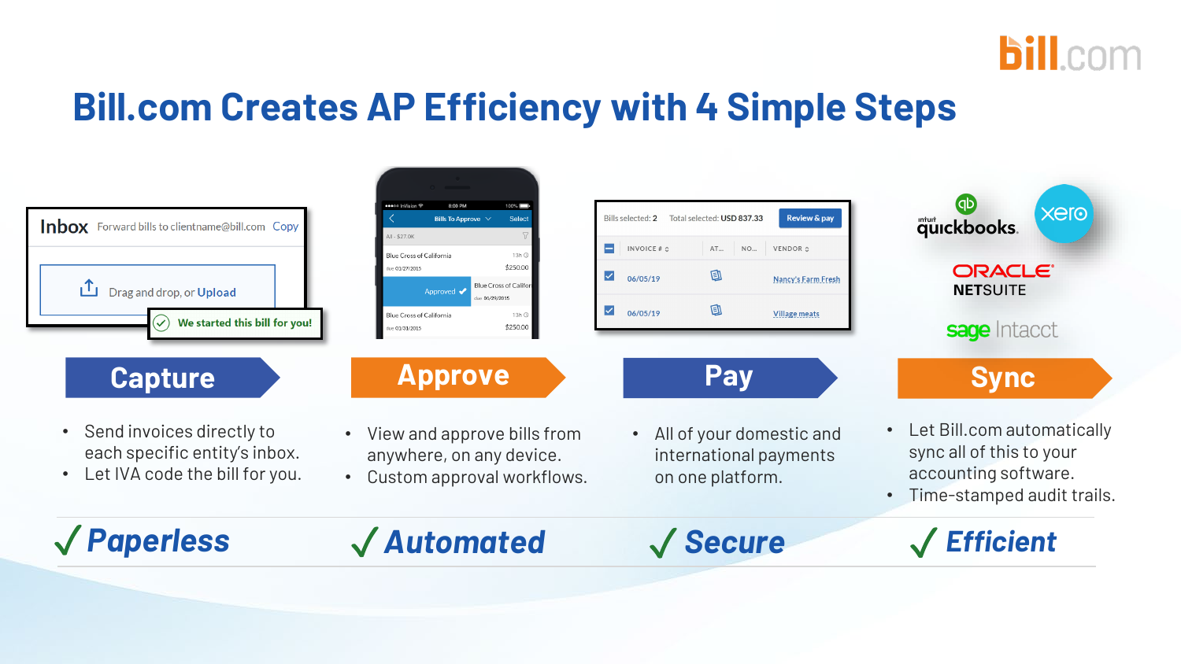# Bill.com Creates AP Efficiency with 4 Simple Steps

## Capture

- Send invoices directly to each specific entity's inbox.
- Let IVA code the bill for you.

✓ ***Paperless***

## Approve

- View and approve bills from anywhere, on any device.
- Custom approval workflows.

✓ ***Automated***

## Pay

- All of your domestic and international payments on one platform.

✓ ***Secure***

## Sync

- Let Bill.com automatically sync all of this to your accounting software.
- Time-stamped audit trails.

✓ ***Efficient***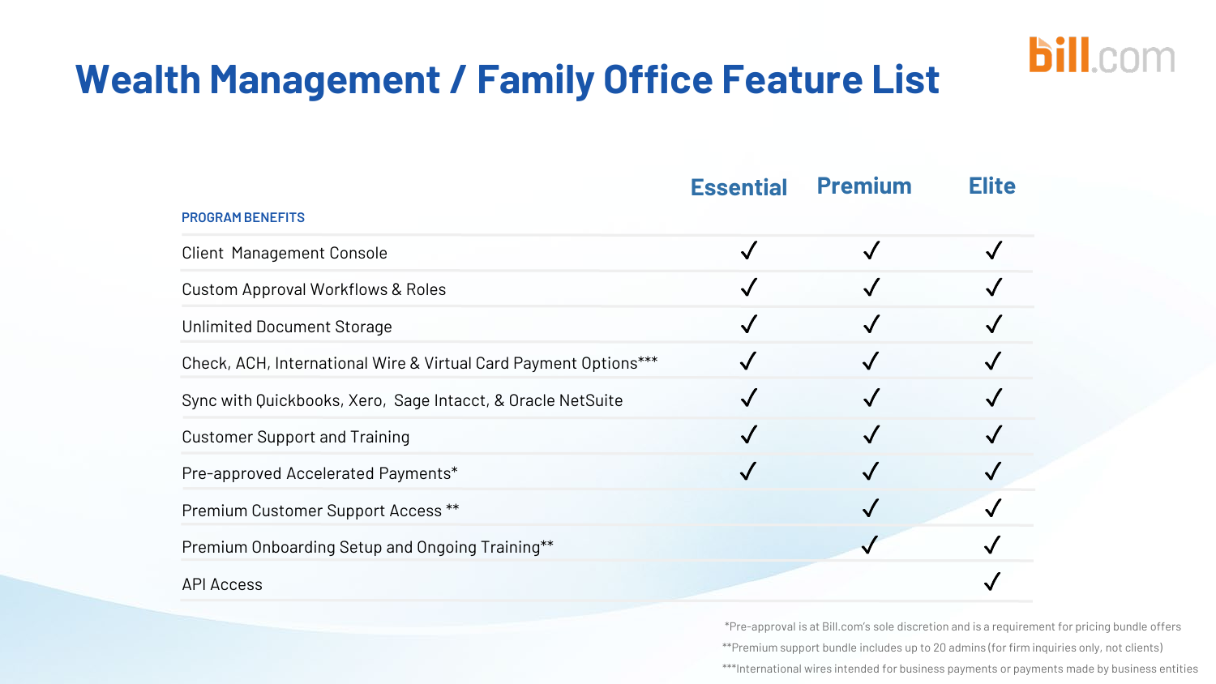# Wealth Management / Family Office Feature List

| PROGRAM BENEFITS | Essential | Premium | Elite |
|---|---|---|---|
| Client Management Console | ✓ | ✓ | ✓ |
| Custom Approval Workflows & Roles | ✓ | ✓ | ✓ |
| Unlimited Document Storage | ✓ | ✓ | ✓ |
| Check, ACH, International Wire & Virtual Card Payment Options*** | ✓ | ✓ | ✓ |
| Sync with Quickbooks, Xero, Sage Intacct, & Oracle NetSuite | ✓ | ✓ | ✓ |
| Customer Support and Training | ✓ | ✓ | ✓ |
| Pre-approved Accelerated Payments* | ✓ | ✓ | ✓ |
| Premium Customer Support Access ** | | ✓ | ✓ |
| Premium Onboarding Setup and Ongoing Training** | | ✓ | ✓ |
| API Access | | | ✓ |

*Pre-approval is at Bill.com's sole discretion and is a requirement for pricing bundle offers

**Premium support bundle includes up to 20 admins (for firm inquiries only, not clients)

***International wires intended for business payments or payments made by business entities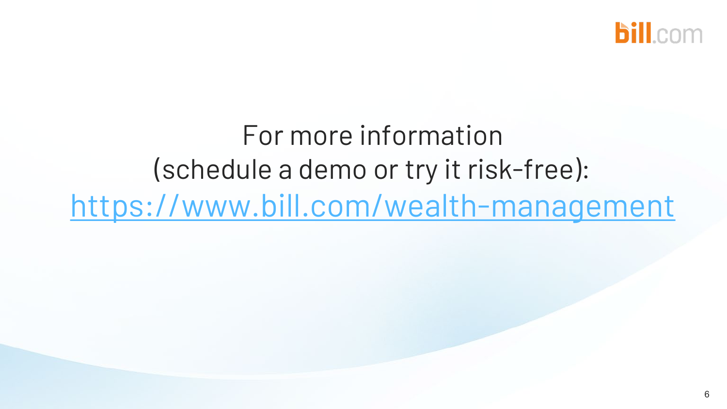For more information

(schedule a demo or try it risk-free):

https://www.bill.com/wealth-management